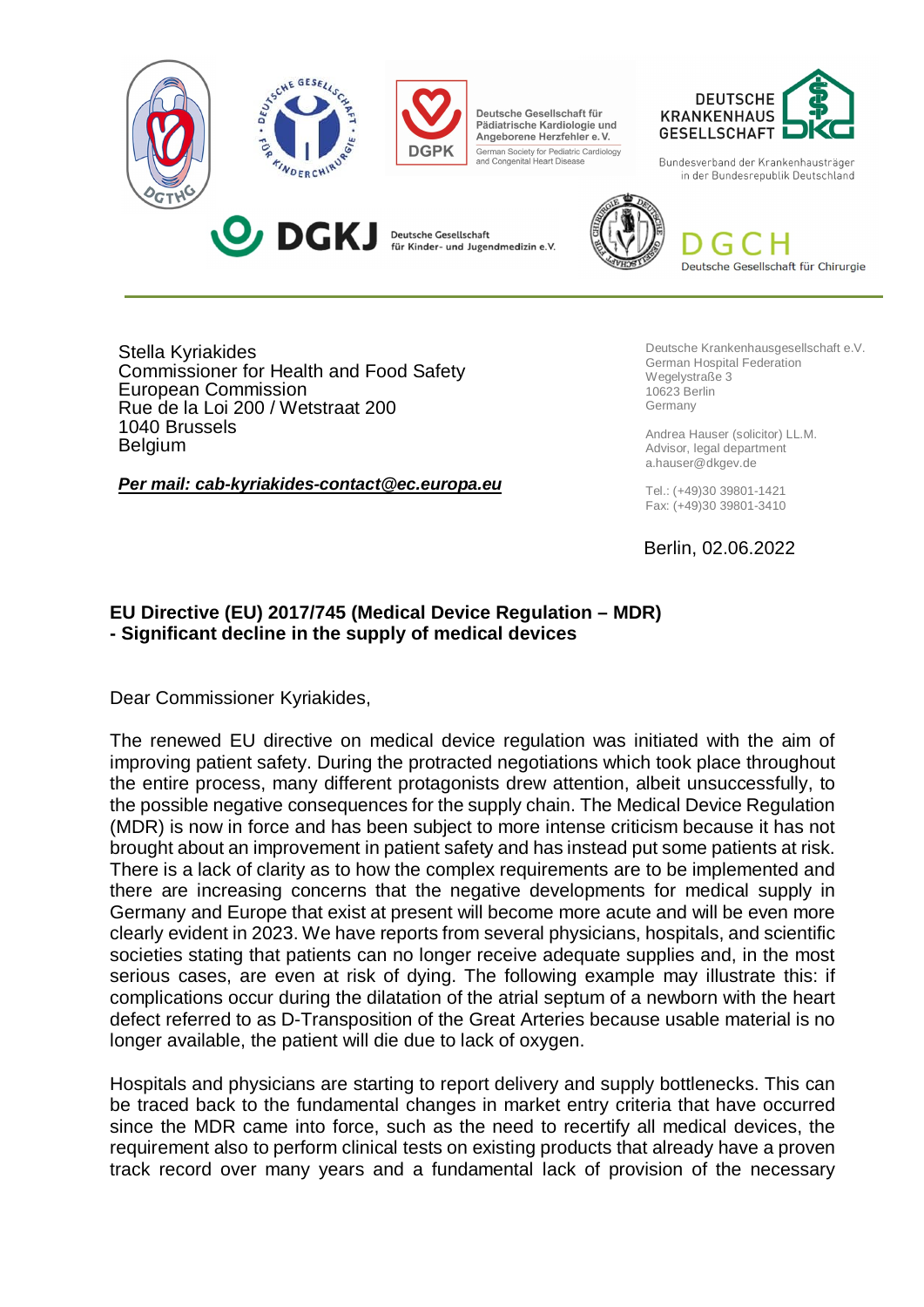Deutsche Gesellschaft für Pädiatrische Kardiologie und Angeborene Herzfehler e. V.
German Society for Pediatric Cardiology and Congenital Heart Disease

DEUTSCHE KRANKENHAUS GESELLSCHAFT

Bundesverband der Krankenhausträger in der Bundesrepublik Deutschland

DGKJ Deutsche Gesellschaft für Kinder- und Jugendmedizin e.V.

DGCH Deutsche Gesellschaft für Chirurgie

Stella Kyriakides
Commissioner for Health and Food Safety
European Commission
Rue de la Loi 200 / Wetstraat 200
1040 Brussels
Belgium

***Per mail: cab-kyriakides-contact@ec.europa.eu***

Deutsche Krankenhausgesellschaft e.V.
German Hospital Federation
Wegelystraße 3
10623 Berlin
Germany

Andrea Hauser (solicitor) LL.M.
Advisor, legal department
a.hauser@dkgev.de

Tel.: (+49)30 39801-1421
Fax: (+49)30 39801-3410

Berlin, 02.06.2022

**EU Directive (EU) 2017/745 (Medical Device Regulation – MDR)**
**- Significant decline in the supply of medical devices**

Dear Commissioner Kyriakides,

The renewed EU directive on medical device regulation was initiated with the aim of improving patient safety. During the protracted negotiations which took place throughout the entire process, many different protagonists drew attention, albeit unsuccessfully, to the possible negative consequences for the supply chain. The Medical Device Regulation (MDR) is now in force and has been subject to more intense criticism because it has not brought about an improvement in patient safety and has instead put some patients at risk. There is a lack of clarity as to how the complex requirements are to be implemented and there are increasing concerns that the negative developments for medical supply in Germany and Europe that exist at present will become more acute and will be even more clearly evident in 2023. We have reports from several physicians, hospitals, and scientific societies stating that patients can no longer receive adequate supplies and, in the most serious cases, are even at risk of dying. The following example may illustrate this: if complications occur during the dilatation of the atrial septum of a newborn with the heart defect referred to as D-Transposition of the Great Arteries because usable material is no longer available, the patient will die due to lack of oxygen.

Hospitals and physicians are starting to report delivery and supply bottlenecks. This can be traced back to the fundamental changes in market entry criteria that have occurred since the MDR came into force, such as the need to recertify all medical devices, the requirement also to perform clinical tests on existing products that already have a proven track record over many years and a fundamental lack of provision of the necessary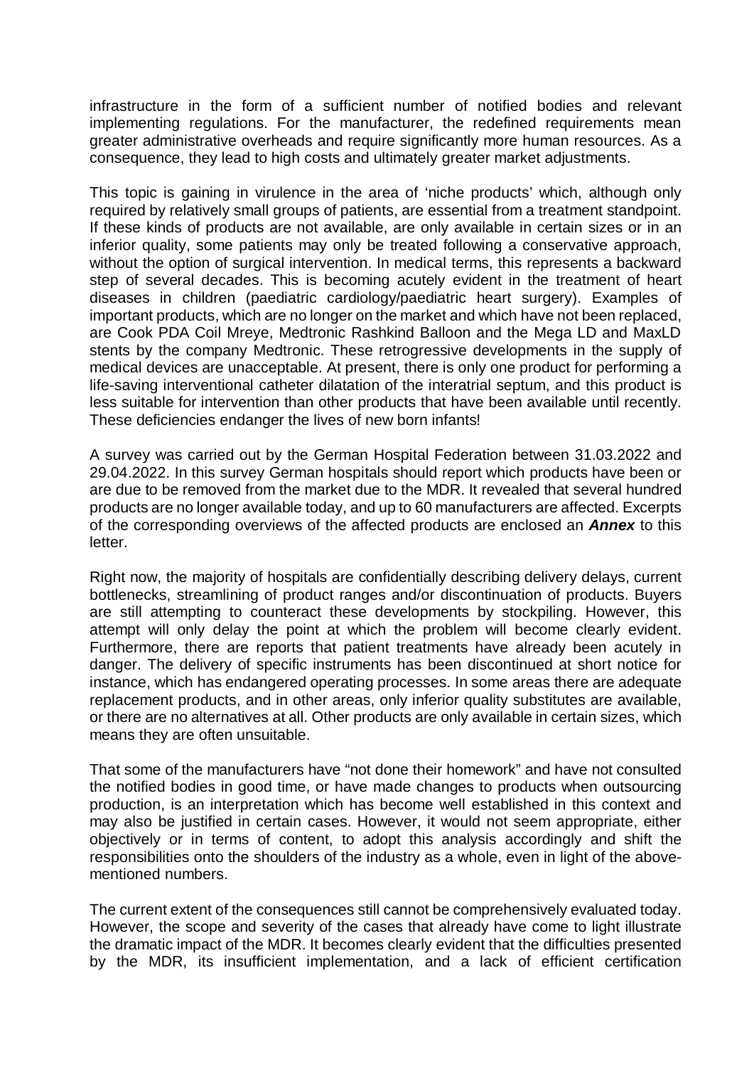infrastructure in the form of a sufficient number of notified bodies and relevant implementing regulations. For the manufacturer, the redefined requirements mean greater administrative overheads and require significantly more human resources. As a consequence, they lead to high costs and ultimately greater market adjustments.

This topic is gaining in virulence in the area of 'niche products' which, although only required by relatively small groups of patients, are essential from a treatment standpoint. If these kinds of products are not available, are only available in certain sizes or in an inferior quality, some patients may only be treated following a conservative approach, without the option of surgical intervention. In medical terms, this represents a backward step of several decades. This is becoming acutely evident in the treatment of heart diseases in children (paediatric cardiology/paediatric heart surgery). Examples of important products, which are no longer on the market and which have not been replaced, are Cook PDA Coil Mreye, Medtronic Rashkind Balloon and the Mega LD and MaxLD stents by the company Medtronic. These retrogressive developments in the supply of medical devices are unacceptable. At present, there is only one product for performing a life-saving interventional catheter dilatation of the interatrial septum, and this product is less suitable for intervention than other products that have been available until recently. These deficiencies endanger the lives of new born infants!

A survey was carried out by the German Hospital Federation between 31.03.2022 and 29.04.2022. In this survey German hospitals should report which products have been or are due to be removed from the market due to the MDR. It revealed that several hundred products are no longer available today, and up to 60 manufacturers are affected. Excerpts of the corresponding overviews of the affected products are enclosed an ***Annex*** to this letter.

Right now, the majority of hospitals are confidentially describing delivery delays, current bottlenecks, streamlining of product ranges and/or discontinuation of products. Buyers are still attempting to counteract these developments by stockpiling. However, this attempt will only delay the point at which the problem will become clearly evident. Furthermore, there are reports that patient treatments have already been acutely in danger. The delivery of specific instruments has been discontinued at short notice for instance, which has endangered operating processes. In some areas there are adequate replacement products, and in other areas, only inferior quality substitutes are available, or there are no alternatives at all. Other products are only available in certain sizes, which means they are often unsuitable.

That some of the manufacturers have "not done their homework" and have not consulted the notified bodies in good time, or have made changes to products when outsourcing production, is an interpretation which has become well established in this context and may also be justified in certain cases. However, it would not seem appropriate, either objectively or in terms of content, to adopt this analysis accordingly and shift the responsibilities onto the shoulders of the industry as a whole, even in light of the above-mentioned numbers.

The current extent of the consequences still cannot be comprehensively evaluated today. However, the scope and severity of the cases that already have come to light illustrate the dramatic impact of the MDR. It becomes clearly evident that the difficulties presented by the MDR, its insufficient implementation, and a lack of efficient certification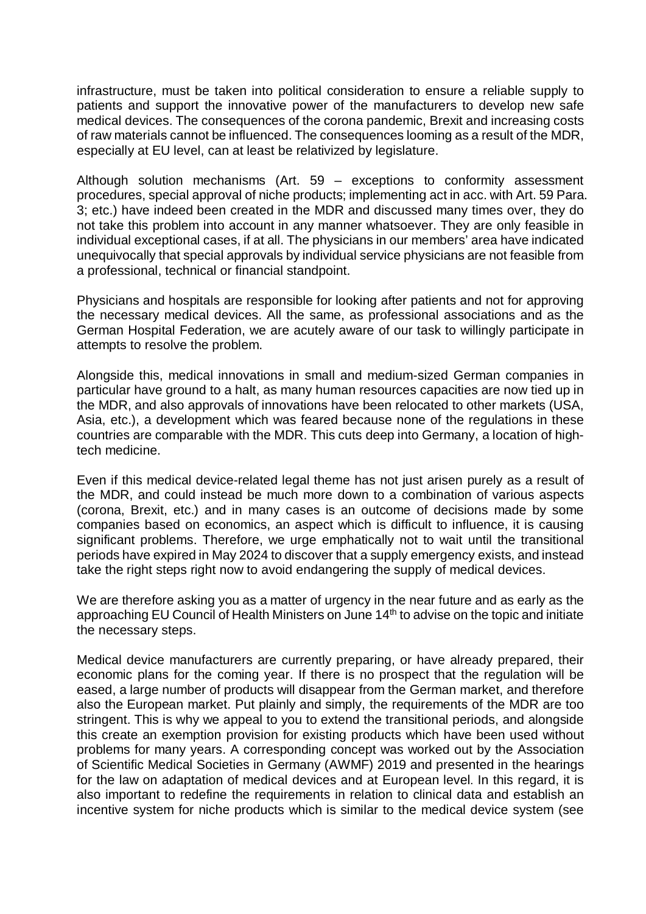infrastructure, must be taken into political consideration to ensure a reliable supply to patients and support the innovative power of the manufacturers to develop new safe medical devices. The consequences of the corona pandemic, Brexit and increasing costs of raw materials cannot be influenced. The consequences looming as a result of the MDR, especially at EU level, can at least be relativized by legislature.

Although solution mechanisms (Art. 59 – exceptions to conformity assessment procedures, special approval of niche products; implementing act in acc. with Art. 59 Para. 3; etc.) have indeed been created in the MDR and discussed many times over, they do not take this problem into account in any manner whatsoever. They are only feasible in individual exceptional cases, if at all. The physicians in our members' area have indicated unequivocally that special approvals by individual service physicians are not feasible from a professional, technical or financial standpoint.

Physicians and hospitals are responsible for looking after patients and not for approving the necessary medical devices. All the same, as professional associations and as the German Hospital Federation, we are acutely aware of our task to willingly participate in attempts to resolve the problem.

Alongside this, medical innovations in small and medium-sized German companies in particular have ground to a halt, as many human resources capacities are now tied up in the MDR, and also approvals of innovations have been relocated to other markets (USA, Asia, etc.), a development which was feared because none of the regulations in these countries are comparable with the MDR. This cuts deep into Germany, a location of high-tech medicine.

Even if this medical device-related legal theme has not just arisen purely as a result of the MDR, and could instead be much more down to a combination of various aspects (corona, Brexit, etc.) and in many cases is an outcome of decisions made by some companies based on economics, an aspect which is difficult to influence, it is causing significant problems. Therefore, we urge emphatically not to wait until the transitional periods have expired in May 2024 to discover that a supply emergency exists, and instead take the right steps right now to avoid endangering the supply of medical devices.

We are therefore asking you as a matter of urgency in the near future and as early as the approaching EU Council of Health Ministers on June 14th to advise on the topic and initiate the necessary steps.

Medical device manufacturers are currently preparing, or have already prepared, their economic plans for the coming year. If there is no prospect that the regulation will be eased, a large number of products will disappear from the German market, and therefore also the European market. Put plainly and simply, the requirements of the MDR are too stringent. This is why we appeal to you to extend the transitional periods, and alongside this create an exemption provision for existing products which have been used without problems for many years. A corresponding concept was worked out by the Association of Scientific Medical Societies in Germany (AWMF) 2019 and presented in the hearings for the law on adaptation of medical devices and at European level. In this regard, it is also important to redefine the requirements in relation to clinical data and establish an incentive system for niche products which is similar to the medical device system (see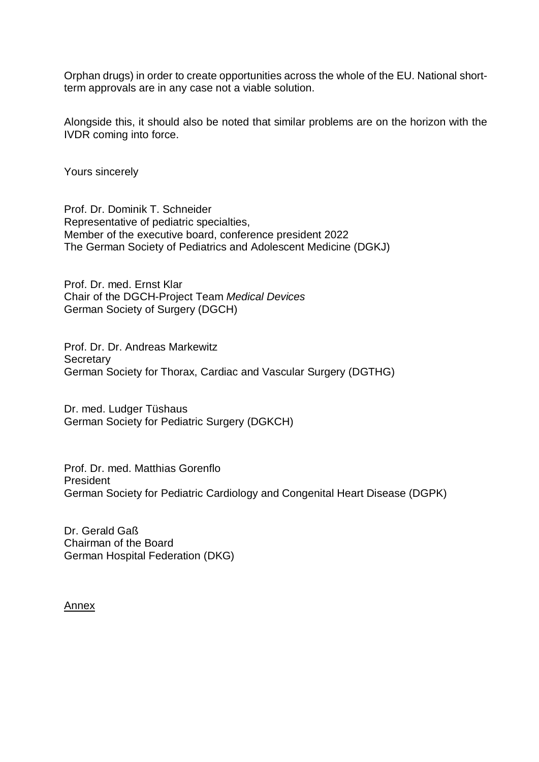Orphan drugs) in order to create opportunities across the whole of the EU. National short-term approvals are in any case not a viable solution.

Alongside this, it should also be noted that similar problems are on the horizon with the IVDR coming into force.

Yours sincerely

Prof. Dr. Dominik T. Schneider
Representative of pediatric specialties,
Member of the executive board, conference president 2022
The German Society of Pediatrics and Adolescent Medicine (DGKJ)

Prof. Dr. med. Ernst Klar
Chair of the DGCH-Project Team *Medical Devices*
German Society of Surgery (DGCH)

Prof. Dr. Dr. Andreas Markewitz
Secretary
German Society for Thorax, Cardiac and Vascular Surgery (DGTHG)

Dr. med. Ludger Tüshaus
German Society for Pediatric Surgery (DGKCH)

Prof. Dr. med. Matthias Gorenflo
President
German Society for Pediatric Cardiology and Congenital Heart Disease (DGPK)

Dr. Gerald Gaß
Chairman of the Board
German Hospital Federation (DKG)

Annex